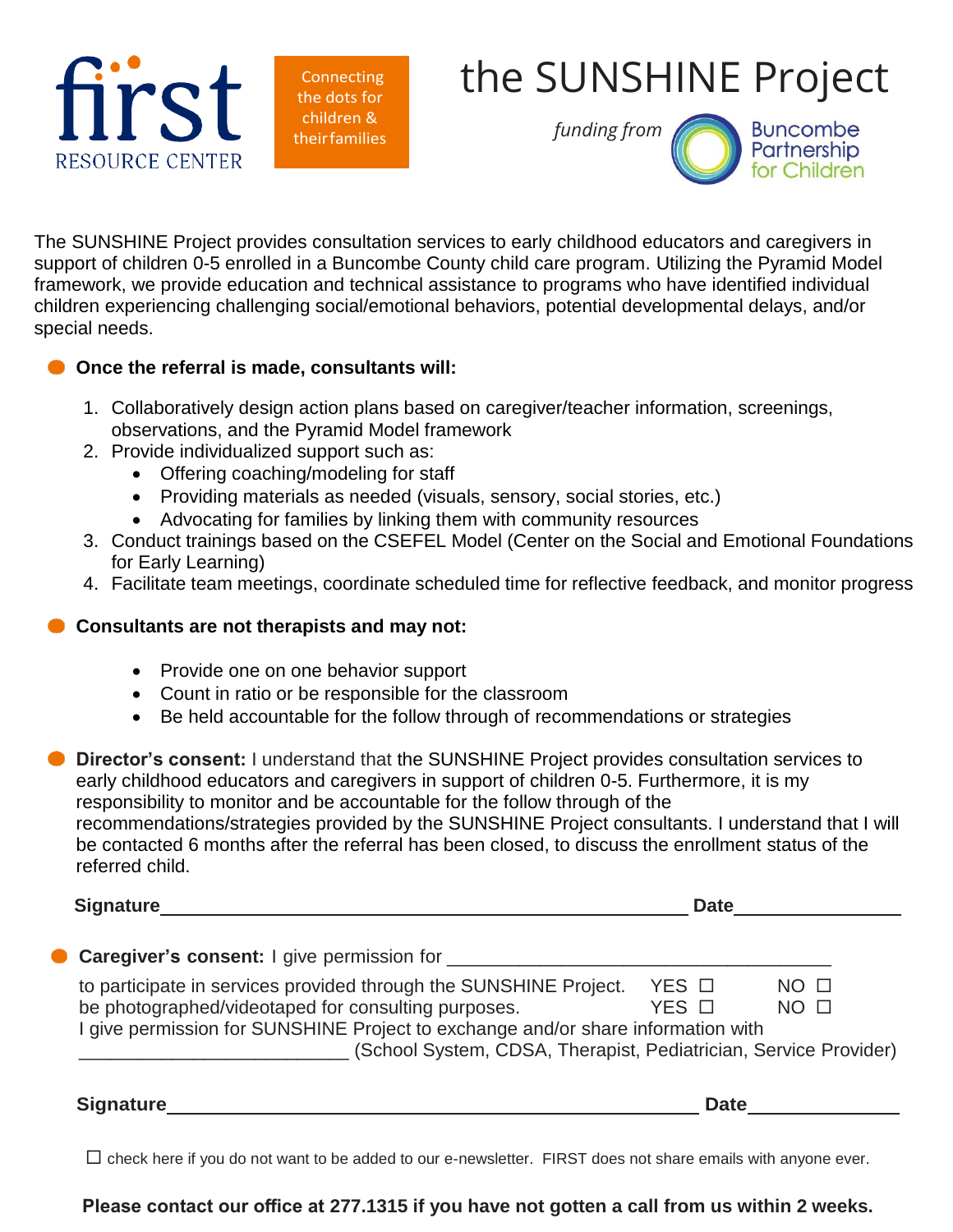first RESOURCE CENTER

Connecting the dots for children & their families

# the SUNSHINE Project

*funding from* Buncombe Partnership for Children

The SUNSHINE Project provides consultation services to early childhood educators and caregivers in support of children 0-5 enrolled in a Buncombe County child care program. Utilizing the Pyramid Model framework, we provide education and technical assistance to programs who have identified individual children experiencing challenging social/emotional behaviors, potential developmental delays, and/or special needs.

**Once the referral is made, consultants will:**

1. Collaboratively design action plans based on caregiver/teacher information, screenings, observations, and the Pyramid Model framework
2. Provide individualized support such as:
   - Offering coaching/modeling for staff
   - Providing materials as needed (visuals, sensory, social stories, etc.)
   - Advocating for families by linking them with community resources
3. Conduct trainings based on the CSEFEL Model (Center on the Social and Emotional Foundations for Early Learning)
4. Facilitate team meetings, coordinate scheduled time for reflective feedback, and monitor progress

**Consultants are not therapists and may not:**

- Provide one on one behavior support
- Count in ratio or be responsible for the classroom
- Be held accountable for the follow through of recommendations or strategies

**Director's consent:** I understand that the SUNSHINE Project provides consultation services to early childhood educators and caregivers in support of children 0-5. Furthermore, it is my responsibility to monitor and be accountable for the follow through of the recommendations/strategies provided by the SUNSHINE Project consultants. I understand that I will be contacted 6 months after the referral has been closed, to discuss the enrollment status of the referred child.

**Signature**_____________________________________________ **Date**______________

**Caregiver's consent:** I give permission for ______________________________

to participate in services provided through the SUNSHINE Project. YES ☐ NO ☐
be photographed/videotaped for consulting purposes. YES ☐ NO ☐
I give permission for SUNSHINE Project to exchange and/or share information with
________________________ (School System, CDSA, Therapist, Pediatrician, Service Provider)

**Signature**_____________________________________________ **Date**______________

☐ check here if you do not want to be added to our e-newsletter. FIRST does not share emails with anyone ever.

**Please contact our office at 277.1315 if you have not gotten a call from us within 2 weeks.**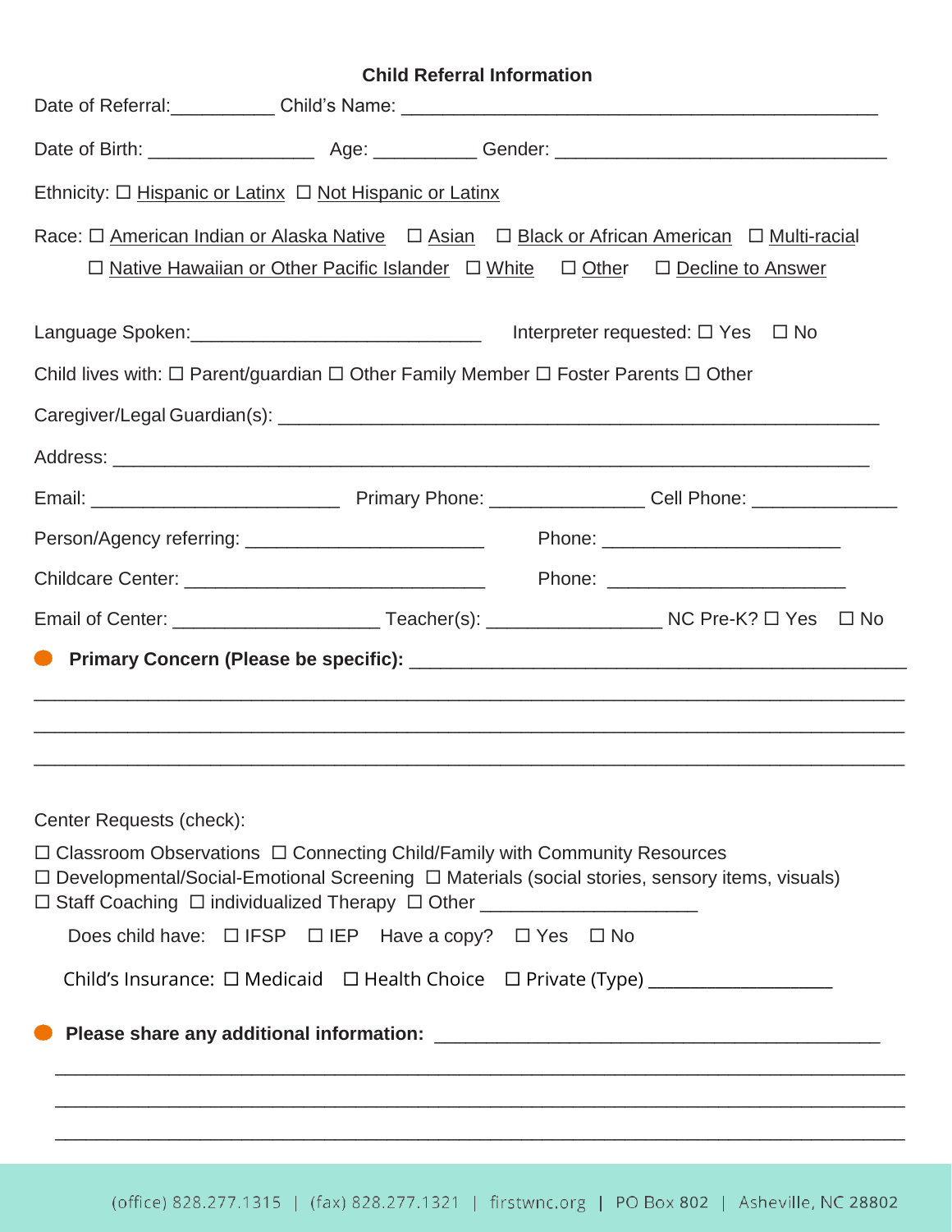**Child Referral Information**

Date of Referral:__________ Child's Name: ______________________________________________

Date of Birth: ________________ Age: __________ Gender: ________________________________

Ethnicity: ☐ Hispanic or Latinx ☐ Not Hispanic or Latinx

Race: ☐ American Indian or Alaska Native ☐ Asian ☐ Black or African American ☐ Multi-racial
☐ Native Hawaiian or Other Pacific Islander ☐ White ☐ Other ☐ Decline to Answer

Language Spoken:____________________________ Interpreter requested: ☐ Yes ☐ No

Child lives with: ☐ Parent/guardian ☐ Other Family Member ☐ Foster Parents ☐ Other

Caregiver/Legal Guardian(s): __________________________________________________________

Address: ______________________________________________________________________

Email: ________________________ Primary Phone: _______________ Cell Phone: ______________

Person/Agency referring: _______________________ Phone: _______________________

Childcare Center: _____________________________ Phone: _______________________

Email of Center: ____________________ Teacher(s): _________________ NC Pre-K? ☐ Yes ☐ No

**Primary Concern (Please be specific):** _____________________________________________

___________________________________________________________________________________

___________________________________________________________________________________

___________________________________________________________________________________

Center Requests (check):

☐ Classroom Observations ☐ Connecting Child/Family with Community Resources
☐ Developmental/Social-Emotional Screening ☐ Materials (social stories, sensory items, visuals)
☐ Staff Coaching ☐ individualized Therapy ☐ Other _____________________

Does child have: ☐ IFSP ☐ IEP Have a copy? ☐ Yes ☐ No

Child's Insurance: ☐ Medicaid ☐ Health Choice ☐ Private (Type) __________________

**Please share any additional information:** ___________________________________________

___________________________________________________________________________________

___________________________________________________________________________________

___________________________________________________________________________________

(office) 828.277.1315 | (fax) 828.277.1321 | firstwnc.org | PO Box 802 | Asheville, NC 28802